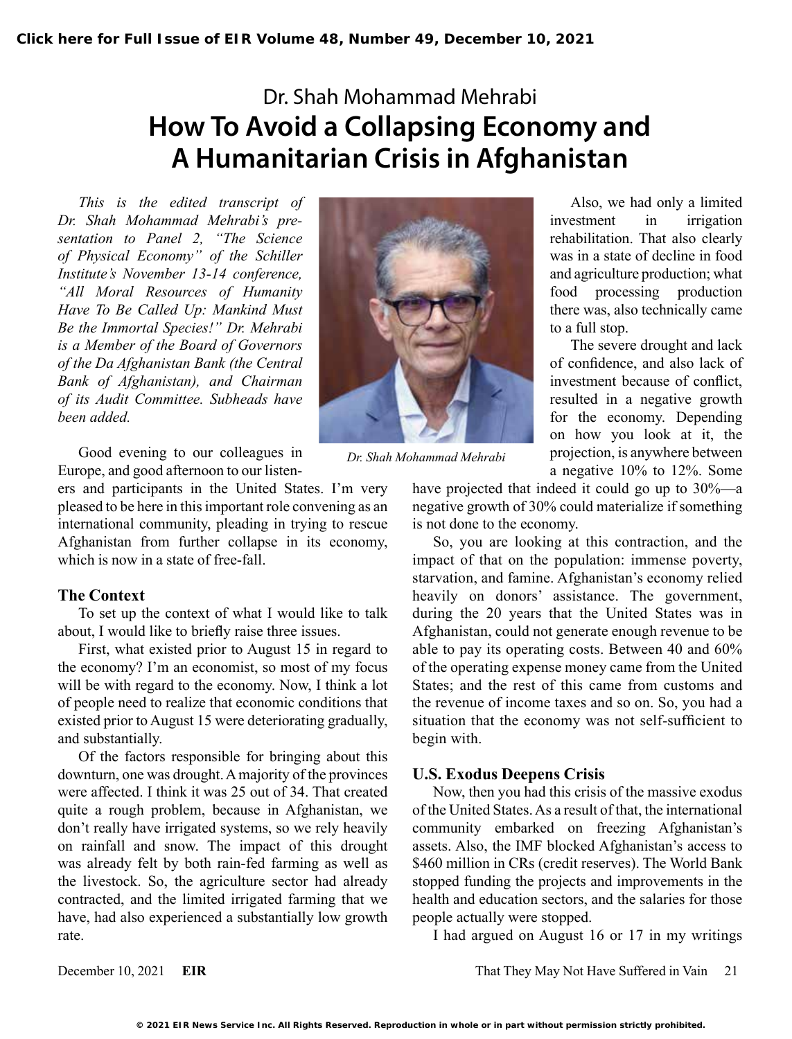# Dr. Shah Mohammad Mehrabi

# How To Avoid a Collapsing Economy and A Humanitarian Crisis in Afghanistan

*This is the edited transcript of Dr. Shah Mohammad Mehrabi's presentation to Panel 2, "The Science of Physical Economy" of the Schiller Institute's November 13-14 conference, "All Moral Resources of Humanity Have To Be Called Up: Mankind Must Be the Immortal Species!" Dr. Mehrabi is a Member of the Board of Governors of the Da Afghanistan Bank (the Central Bank of Afghanistan), and Chairman of its Audit Committee. Subheads have been added.*

Dr. Shah Mohammad Mehrabi

Good evening to our colleagues in Europe, and good afternoon to our listeners and participants in the United States. I'm very pleased to be here in this important role convening as an international community, pleading in trying to rescue Afghanistan from further collapse in its economy, which is now in a state of free-fall.

## The Context

To set up the context of what I would like to talk about, I would like to briefly raise three issues.

First, what existed prior to August 15 in regard to the economy? I'm an economist, so most of my focus will be with regard to the economy. Now, I think a lot of people need to realize that economic conditions that existed prior to August 15 were deteriorating gradually, and substantially.

Of the factors responsible for bringing about this downturn, one was drought. A majority of the provinces were affected. I think it was 25 out of 34. That created quite a rough problem, because in Afghanistan, we don't really have irrigated systems, so we rely heavily on rainfall and snow. The impact of this drought was already felt by both rain-fed farming as well as the livestock. So, the agriculture sector had already contracted, and the limited irrigated farming that we have, had also experienced a substantially low growth rate.

Also, we had only a limited investment in irrigation rehabilitation. That also clearly was in a state of decline in food and agriculture production; what food processing production there was, also technically came to a full stop.

The severe drought and lack of confidence, and also lack of investment because of conflict, resulted in a negative growth for the economy. Depending on how you look at it, the projection, is anywhere between a negative 10% to 12%. Some have projected that indeed it could go up to 30%—a negative growth of 30% could materialize if something is not done to the economy.

So, you are looking at this contraction, and the impact of that on the population: immense poverty, starvation, and famine. Afghanistan's economy relied heavily on donors' assistance. The government, during the 20 years that the United States was in Afghanistan, could not generate enough revenue to be able to pay its operating costs. Between 40 and 60% of the operating expense money came from the United States; and the rest of this came from customs and the revenue of income taxes and so on. So, you had a situation that the economy was not self-sufficient to begin with.

## U.S. Exodus Deepens Crisis

Now, then you had this crisis of the massive exodus of the United States. As a result of that, the international community embarked on freezing Afghanistan's assets. Also, the IMF blocked Afghanistan's access to $460 million in CRs (credit reserves). The World Bank stopped funding the projects and improvements in the health and education sectors, and the salaries for those people actually were stopped.

I had argued on August 16 or 17 in my writings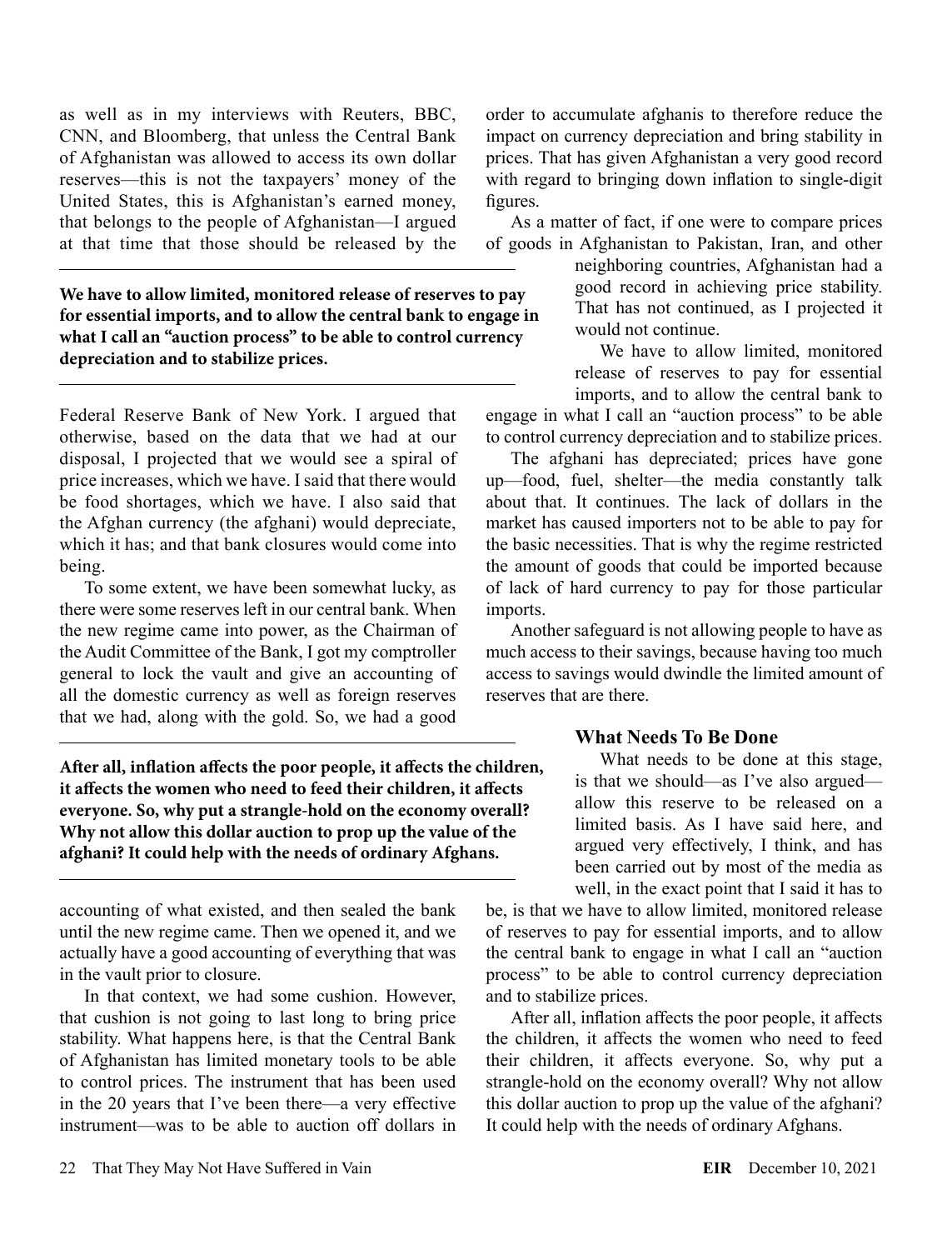as well as in my interviews with Reuters, BBC, CNN, and Bloomberg, that unless the Central Bank of Afghanistan was allowed to access its own dollar reserves—this is not the taxpayers' money of the United States, this is Afghanistan's earned money, that belongs to the people of Afghanistan—I argued at that time that those should be released by the Federal Reserve Bank of New York. I argued that otherwise, based on the data that we had at our disposal, I projected that we would see a spiral of price increases, which we have. I said that there would be food shortages, which we have. I also said that the Afghan currency (the afghani) would depreciate, which it has; and that bank closures would come into being.

**We have to allow limited, monitored release of reserves to pay for essential imports, and to allow the central bank to engage in what I call an "auction process" to be able to control currency depreciation and to stabilize prices.**

To some extent, we have been somewhat lucky, as there were some reserves left in our central bank. When the new regime came into power, as the Chairman of the Audit Committee of the Bank, I got my comptroller general to lock the vault and give an accounting of all the domestic currency as well as foreign reserves that we had, along with the gold. So, we had a good accounting of what existed, and then sealed the bank until the new regime came. Then we opened it, and we actually have a good accounting of everything that was in the vault prior to closure.

**After all, inflation affects the poor people, it affects the children, it affects the women who need to feed their children, it affects everyone. So, why put a strangle-hold on the economy overall? Why not allow this dollar auction to prop up the value of the afghani? It could help with the needs of ordinary Afghans.**

In that context, we had some cushion. However, that cushion is not going to last long to bring price stability. What happens here, is that the Central Bank of Afghanistan has limited monetary tools to be able to control prices. The instrument that has been used in the 20 years that I've been there—a very effective instrument—was to be able to auction off dollars in order to accumulate afghanis to therefore reduce the impact on currency depreciation and bring stability in prices. That has given Afghanistan a very good record with regard to bringing down inflation to single-digit figures.

As a matter of fact, if one were to compare prices of goods in Afghanistan to Pakistan, Iran, and other neighboring countries, Afghanistan had a good record in achieving price stability. That has not continued, as I projected it would not continue.

We have to allow limited, monitored release of reserves to pay for essential imports, and to allow the central bank to engage in what I call an "auction process" to be able to control currency depreciation and to stabilize prices.

The afghani has depreciated; prices have gone up—food, fuel, shelter—the media constantly talk about that. It continues. The lack of dollars in the market has caused importers not to be able to pay for the basic necessities. That is why the regime restricted the amount of goods that could be imported because of lack of hard currency to pay for those particular imports.

Another safeguard is not allowing people to have as much access to their savings, because having too much access to savings would dwindle the limited amount of reserves that are there.

### What Needs To Be Done

What needs to be done at this stage, is that we should—as I've also argued—allow this reserve to be released on a limited basis. As I have said here, and argued very effectively, I think, and has been carried out by most of the media as well, in the exact point that I said it has to be, is that we have to allow limited, monitored release of reserves to pay for essential imports, and to allow the central bank to engage in what I call an "auction process" to be able to control currency depreciation and to stabilize prices.

After all, inflation affects the poor people, it affects the children, it affects the women who need to feed their children, it affects everyone. So, why put a strangle-hold on the economy overall? Why not allow this dollar auction to prop up the value of the afghani? It could help with the needs of ordinary Afghans.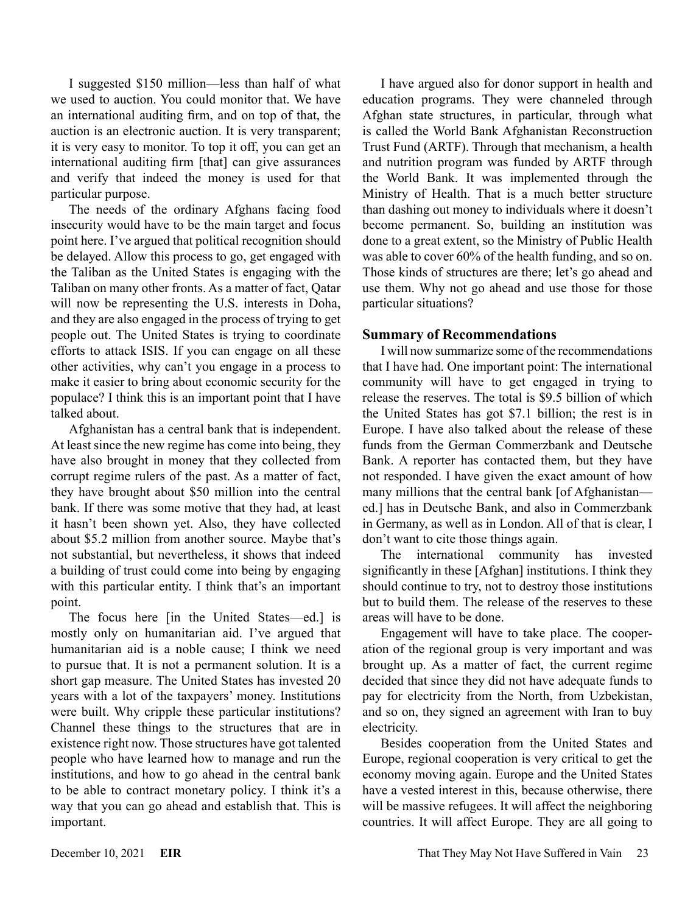I suggested $150 million—less than half of what we used to auction. You could monitor that. We have an international auditing firm, and on top of that, the auction is an electronic auction. It is very transparent; it is very easy to monitor. To top it off, you can get an international auditing firm [that] can give assurances and verify that indeed the money is used for that particular purpose.

The needs of the ordinary Afghans facing food insecurity would have to be the main target and focus point here. I've argued that political recognition should be delayed. Allow this process to go, get engaged with the Taliban as the United States is engaging with the Taliban on many other fronts. As a matter of fact, Qatar will now be representing the U.S. interests in Doha, and they are also engaged in the process of trying to get people out. The United States is trying to coordinate efforts to attack ISIS. If you can engage on all these other activities, why can't you engage in a process to make it easier to bring about economic security for the populace? I think this is an important point that I have talked about.

Afghanistan has a central bank that is independent. At least since the new regime has come into being, they have also brought in money that they collected from corrupt regime rulers of the past. As a matter of fact, they have brought about $50 million into the central bank. If there was some motive that they had, at least it hasn't been shown yet. Also, they have collected about $5.2 million from another source. Maybe that's not substantial, but nevertheless, it shows that indeed a building of trust could come into being by engaging with this particular entity. I think that's an important point.

The focus here [in the United States—ed.] is mostly only on humanitarian aid. I've argued that humanitarian aid is a noble cause; I think we need to pursue that. It is not a permanent solution. It is a short gap measure. The United States has invested 20 years with a lot of the taxpayers' money. Institutions were built. Why cripple these particular institutions? Channel these things to the structures that are in existence right now. Those structures have got talented people who have learned how to manage and run the institutions, and how to go ahead in the central bank to be able to contract monetary policy. I think it's a way that you can go ahead and establish that. This is important.

I have argued also for donor support in health and education programs. They were channeled through Afghan state structures, in particular, through what is called the World Bank Afghanistan Reconstruction Trust Fund (ARTF). Through that mechanism, a health and nutrition program was funded by ARTF through the World Bank. It was implemented through the Ministry of Health. That is a much better structure than dashing out money to individuals where it doesn't become permanent. So, building an institution was done to a great extent, so the Ministry of Public Health was able to cover 60% of the health funding, and so on. Those kinds of structures are there; let's go ahead and use them. Why not go ahead and use those for those particular situations?

## Summary of Recommendations

I will now summarize some of the recommendations that I have had. One important point: The international community will have to get engaged in trying to release the reserves. The total is $9.5 billion of which the United States has got $7.1 billion; the rest is in Europe. I have also talked about the release of these funds from the German Commerzbank and Deutsche Bank. A reporter has contacted them, but they have not responded. I have given the exact amount of how many millions that the central bank [of Afghanistan—ed.] has in Deutsche Bank, and also in Commerzbank in Germany, as well as in London. All of that is clear, I don't want to cite those things again.

The international community has invested significantly in these [Afghan] institutions. I think they should continue to try, not to destroy those institutions but to build them. The release of the reserves to these areas will have to be done.

Engagement will have to take place. The cooperation of the regional group is very important and was brought up. As a matter of fact, the current regime decided that since they did not have adequate funds to pay for electricity from the North, from Uzbekistan, and so on, they signed an agreement with Iran to buy electricity.

Besides cooperation from the United States and Europe, regional cooperation is very critical to get the economy moving again. Europe and the United States have a vested interest in this, because otherwise, there will be massive refugees. It will affect the neighboring countries. It will affect Europe. They are all going to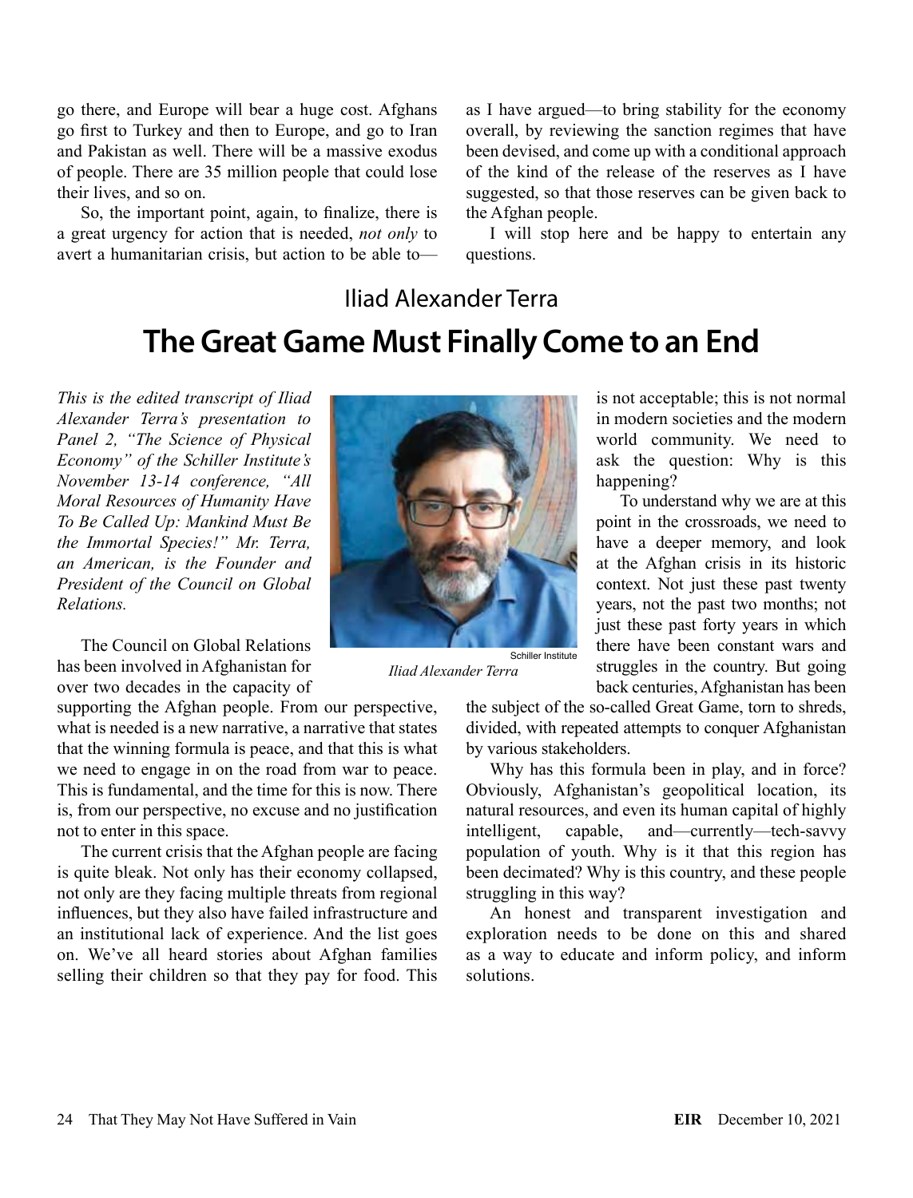go there, and Europe will bear a huge cost. Afghans go first to Turkey and then to Europe, and go to Iran and Pakistan as well. There will be a massive exodus of people. There are 35 million people that could lose their lives, and so on.

So, the important point, again, to finalize, there is a great urgency for action that is needed, *not only* to avert a humanitarian crisis, but action to be able to—as I have argued—to bring stability for the economy overall, by reviewing the sanction regimes that have been devised, and come up with a conditional approach of the kind of the release of the reserves as I have suggested, so that those reserves can be given back to the Afghan people.

I will stop here and be happy to entertain any questions.

## Iliad Alexander Terra

# The Great Game Must Finally Come to an End

*This is the edited transcript of Iliad Alexander Terra's presentation to Panel 2, "The Science of Physical Economy" of the Schiller Institute's November 13-14 conference, "All Moral Resources of Humanity Have To Be Called Up: Mankind Must Be the Immortal Species!" Mr. Terra, an American, is the Founder and President of the Council on Global Relations.*

Schiller Institute

*Iliad Alexander Terra*

The Council on Global Relations has been involved in Afghanistan for over two decades in the capacity of supporting the Afghan people. From our perspective, what is needed is a new narrative, a narrative that states that the winning formula is peace, and that this is what we need to engage in on the road from war to peace. This is fundamental, and the time for this is now. There is, from our perspective, no excuse and no justification not to enter in this space.

The current crisis that the Afghan people are facing is quite bleak. Not only has their economy collapsed, not only are they facing multiple threats from regional influences, but they also have failed infrastructure and an institutional lack of experience. And the list goes on. We've all heard stories about Afghan families selling their children so that they pay for food. This is not acceptable; this is not normal in modern societies and the modern world community. We need to ask the question: Why is this happening?

To understand why we are at this point in the crossroads, we need to have a deeper memory, and look at the Afghan crisis in its historic context. Not just these past twenty years, not the past two months; not just these past forty years in which there have been constant wars and struggles in the country. But going back centuries, Afghanistan has been the subject of the so-called Great Game, torn to shreds, divided, with repeated attempts to conquer Afghanistan by various stakeholders.

Why has this formula been in play, and in force? Obviously, Afghanistan's geopolitical location, its natural resources, and even its human capital of highly intelligent, capable, and—currently—tech-savvy population of youth. Why is it that this region has been decimated? Why is this country, and these people struggling in this way?

An honest and transparent investigation and exploration needs to be done on this and shared as a way to educate and inform policy, and inform solutions.